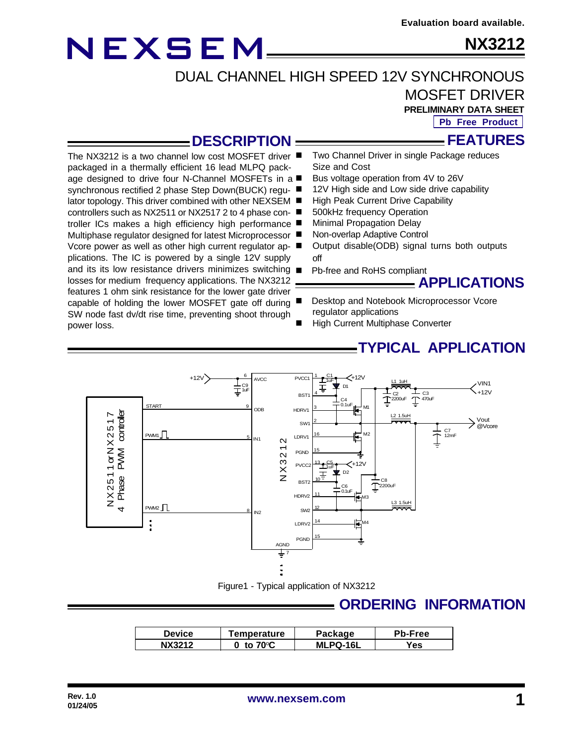Evaluation board available.

# NEXSEM

**NX3212**

## DUAL CHANNEL HIGH SPEED 12V SYNCHRONOUS MOSFET DRIVER

**PRELIMINARY DATA SHEET**

**Pb Free Product**

## DESCRIPTION

The NX3212 is a two channel low cost MOSFET driver packaged in a thermally efficient 16 lead MLPQ package designed to drive four N-Channel MOSFETs in a synchronous rectified 2 phase Step Down(BUCK) regulator topology. This driver combined with other NEXSEM controllers such as NX2511 or NX2517 2 to 4 phase controller ICs makes a high efficiency high performance Multiphase regulator designed for latest Microprocessor Vcore power as well as other high current regulator applications. The IC is powered by a single 12V supply and its its low resistance drivers minimizes switching losses for medium frequency applications. The NX3212 features 1 ohm sink resistance for the lower gate driver capable of holding the lower MOSFET gate off during SW node fast dv/dt rise time, preventing shoot through power loss.

## FEATURES

- Two Channel Driver in single Package reduces Size and Cost
- Bus voltage operation from 4V to 26V
- 12V High side and Low side drive capability
- High Peak Current Drive Capability
- 500kHz frequency Operation
- Minimal Propagation Delay
- Non-overlap Adaptive Control
- Output disable(ODB) signal turns both outputs off
- Pb-free and RoHS compliant

## APPLICATIONS

- Desktop and Notebook Microprocessor Vcore regulator applications
- High Current Multiphase Converter

## TYPICAL APPLICATION

Figure1 - Typical application of NX3212

## ORDERING INFORMATION

| Device | Temperature | Package | Pb-Free |
|---|---|---|---|
| NX3212 | 0 to 70°C | MLPQ-16L | Yes |

Rev. 1.0
01/24/05

www.nexsem.com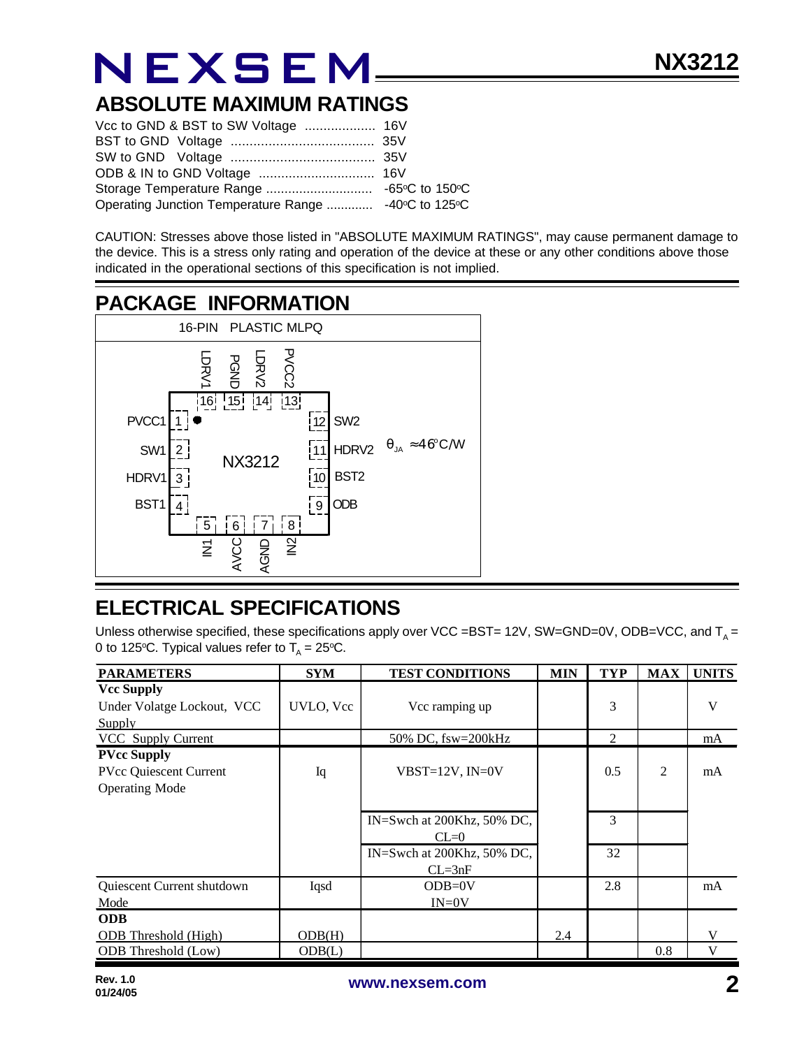## ABSOLUTE MAXIMUM RATINGS

Vcc to GND & BST to SW Voltage ................... 16V
BST to GND Voltage ...................................... 35V
SW to GND Voltage ...................................... 35V
ODB & IN to GND Voltage ............................... 16V
Storage Temperature Range ............................ -65°C to 150°C
Operating Junction Temperature Range ............ -40°C to 125°C

CAUTION: Stresses above those listed in "ABSOLUTE MAXIMUM RATINGS", may cause permanent damage to the device. This is a stress only rating and operation of the device at these or any other conditions above those indicated in the operational sections of this specification is not implied.

## PACKAGE INFORMATION

16-PIN PLASTIC MLPQ

| Pin | Name |
|---|---|
| 1 | PVCC1 |
| 2 | SW1 |
| 3 | HDRV1 |
| 4 | BST1 |
| 5 | IN1 |
| 6 | AVCC |
| 7 | AGND |
| 8 | IN2 |
| 9 | ODB |
| 10 | BST2 |
| 11 | HDRV2 |
| 12 | SW2 |
| 13 | PVCC2 |
| 14 | LDRV2 |
| 15 | PGND |
| 16 | LDRV1 |

NX3212

$\theta_{JA} \approx 46^{o}C/W$

## ELECTRICAL SPECIFICATIONS

Unless otherwise specified, these specifications apply over VCC =BST= 12V, SW=GND=0V, ODB=VCC, and $T_A$ = 0 to 125°C. Typical values refer to $T_A$ = 25°C.

| PARAMETERS | SYM | TEST CONDITIONS | MIN | TYP | MAX | UNITS |
|---|---|---|---|---|---|---|
| **Vcc Supply** | | | | | | |
| Under Volatge Lockout, VCC Supply | UVLO, Vcc | Vcc ramping up | | 3 | | V |
| VCC Supply Current | | 50% DC, fsw=200kHz | | 2 | | mA |
| **PVcc Supply** | | | | | | |
| PVcc Quiescent Current Operating Mode | Iq | VBST=12V, IN=0V | | 0.5 | 2 | mA |
| | | IN=Swch at 200Khz, 50% DC, CL=0 | | 3 | | |
| | | IN=Swch at 200Khz, 50% DC, CL=3nF | | 32 | | |
| Quiescent Current shutdown Mode | Iqsd | ODB=0V IN=0V | | 2.8 | | mA |
| **ODB** | | | | | | |
| ODB Threshold (High) | ODB(H) | | 2.4 | | | V |
| ODB Threshold (Low) | ODB(L) | | | | 0.8 | V |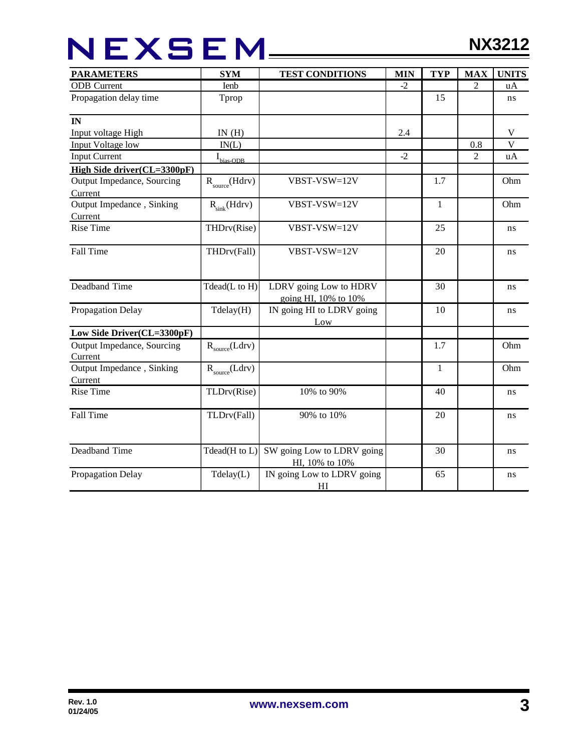| PARAMETERS | SYM | TEST CONDITIONS | MIN | TYP | MAX | UNITS |
|---|---|---|---|---|---|---|
| ODB Current | Ienb | | -2 | | 2 | uA |
| Propagation delay time | Tprop | | | 15 | | ns |
| **IN** | | | | | | |
| Input voltage High | IN (H) | | 2.4 | | | V |
| Input Voltage low | IN(L) | | | | 0.8 | V |
| Input Current | $I_{bias-ODB}$ | | -2 | | 2 | uA |
| **High Side driver(CL=3300pF)** | | | | | | |
| Output Impedance, Sourcing Current | $R_{source}$(Hdrv) | VBST-VSW=12V | | 1.7 | | Ohm |
| Output Impedance , Sinking Current | $R_{sink}$(Hdrv) | VBST-VSW=12V | | 1 | | Ohm |
| Rise Time | THDrv(Rise) | VBST-VSW=12V | | 25 | | ns |
| Fall Time | THDrv(Fall) | VBST-VSW=12V | | 20 | | ns |
| Deadband Time | Tdead(L to H) | LDRV going Low to HDRV going HI, 10% to 10% | | 30 | | ns |
| Propagation Delay | Tdelay(H) | IN going HI to LDRV going Low | | 10 | | ns |
| **Low Side Driver(CL=3300pF)** | | | | | | |
| Output Impedance, Sourcing Current | $R_{source}$(Ldrv) | | | 1.7 | | Ohm |
| Output Impedance , Sinking Current | $R_{source}$(Ldrv) | | | 1 | | Ohm |
| Rise Time | TLDrv(Rise) | 10% to 90% | | 40 | | ns |
| Fall Time | TLDrv(Fall) | 90% to 10% | | 20 | | ns |
| Deadband Time | Tdead(H to L) | SW going Low to LDRV going HI, 10% to 10% | | 30 | | ns |
| Propagation Delay | Tdelay(L) | IN going Low to LDRV going HI | | 65 | | ns |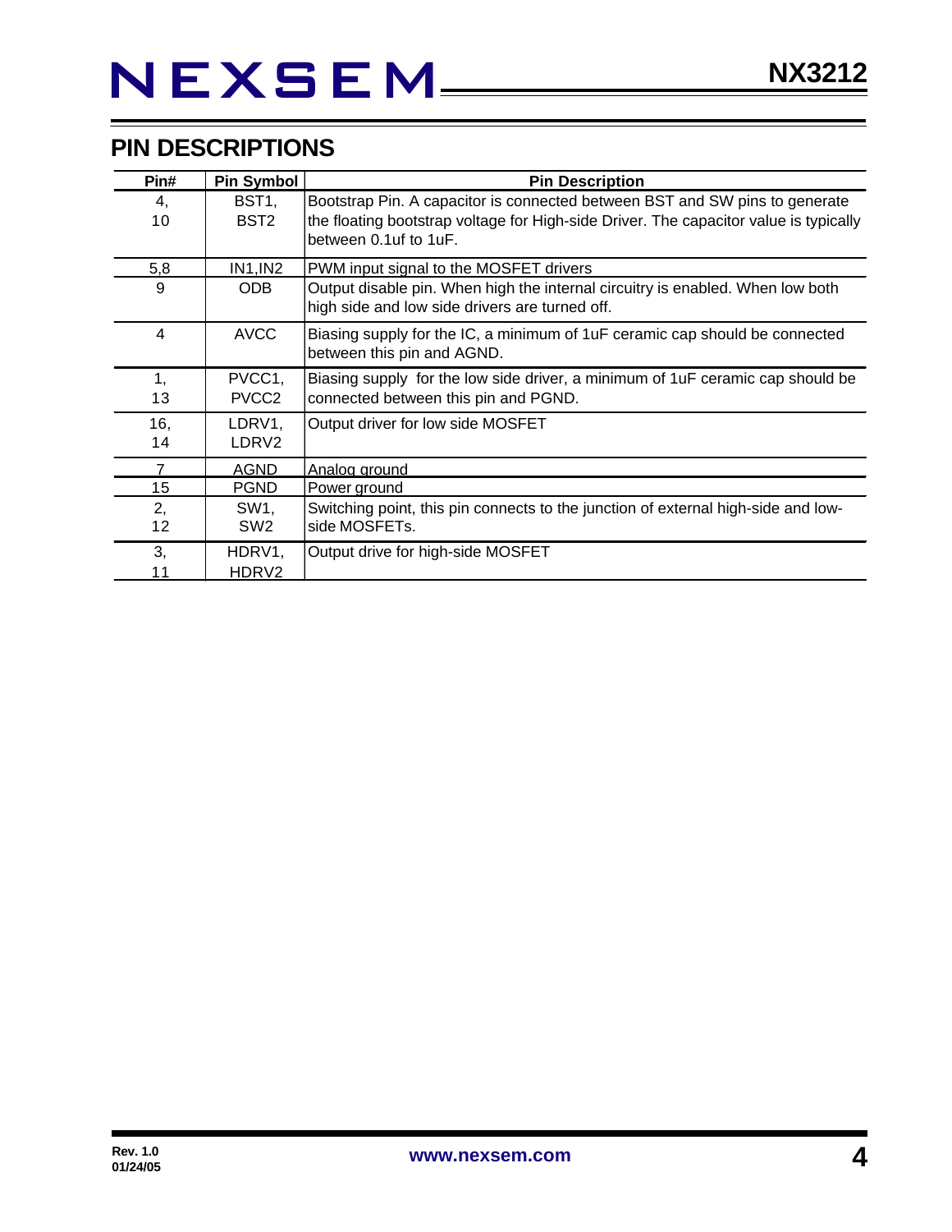## PIN DESCRIPTIONS

| Pin# | Pin Symbol | Pin Description |
|---|---|---|
| 4, 10 | BST1, BST2 | Bootstrap Pin. A capacitor is connected between BST and SW pins to generate the floating bootstrap voltage for High-side Driver. The capacitor value is typically between 0.1uf to 1uF. |
| 5,8 | IN1,IN2 | PWM input signal to the MOSFET drivers |
| 9 | ODB | Output disable pin. When high the internal circuitry is enabled. When low both high side and low side drivers are turned off. |
| 4 | AVCC | Biasing supply for the IC, a minimum of 1uF ceramic cap should be connected between this pin and AGND. |
| 1, 13 | PVCC1, PVCC2 | Biasing supply for the low side driver, a minimum of 1uF ceramic cap should be connected between this pin and PGND. |
| 16, 14 | LDRV1, LDRV2 | Output driver for low side MOSFET |
| 7 | AGND | Analog ground |
| 15 | PGND | Power ground |
| 2, 12 | SW1, SW2 | Switching point, this pin connects to the junction of external high-side and low-side MOSFETs. |
| 3, 11 | HDRV1, HDRV2 | Output drive for high-side MOSFET |